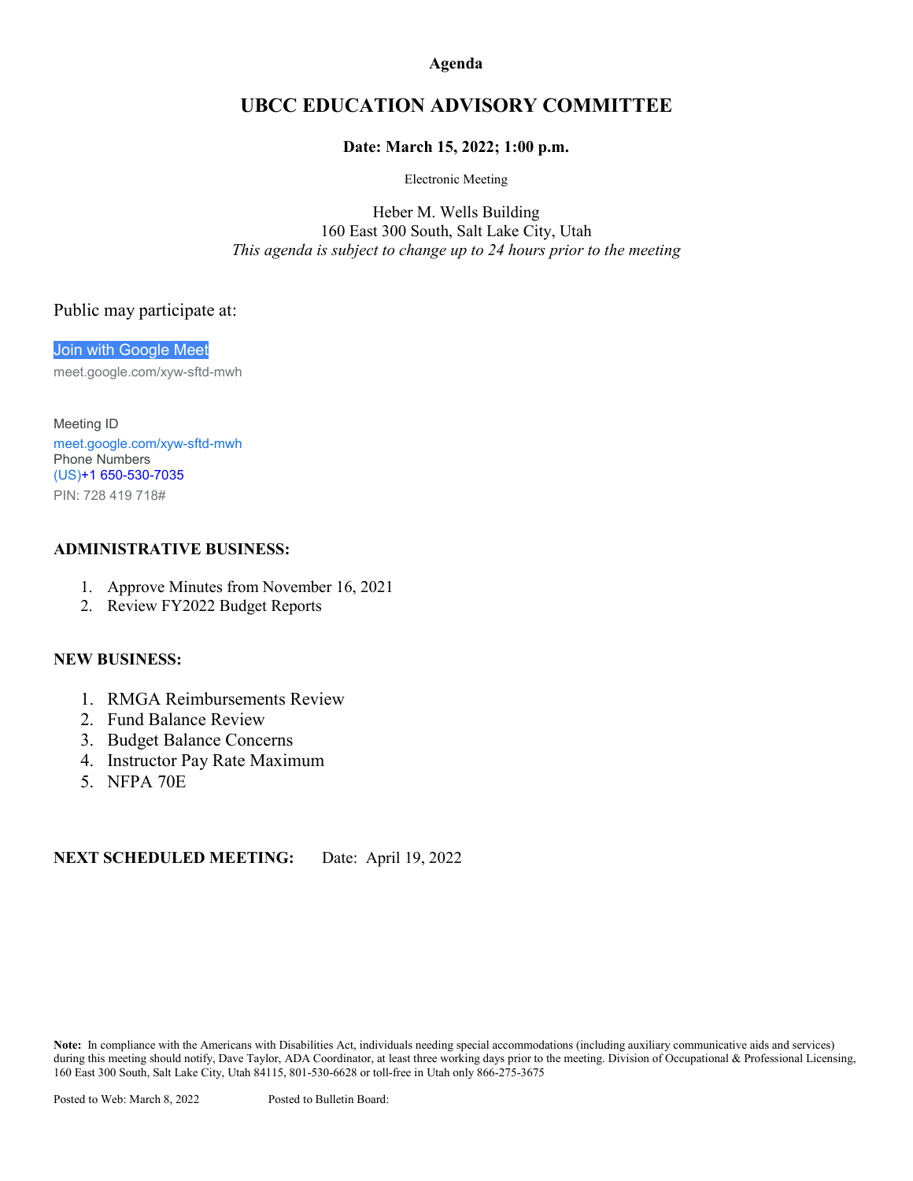**Agenda**

# UBCC EDUCATION ADVISORY COMMITTEE

**Date: March 15, 2022; 1:00 p.m.**

Electronic Meeting

Heber M. Wells Building
160 East 300 South, Salt Lake City, Utah
*This agenda is subject to change up to 24 hours prior to the meeting*

Public may participate at:

Join with Google Meet
meet.google.com/xyw-sftd-mwh

Meeting ID
meet.google.com/xyw-sftd-mwh
Phone Numbers
(US)+1 650-530-7035
PIN: 728 419 718#

**ADMINISTRATIVE BUSINESS:**

1. Approve Minutes from November 16, 2021
2. Review FY2022 Budget Reports

**NEW BUSINESS:**

1. RMGA Reimbursements Review
2. Fund Balance Review
3. Budget Balance Concerns
4. Instructor Pay Rate Maximum
5. NFPA 70E

**NEXT SCHEDULED MEETING:** Date: April 19, 2022

**Note:** In compliance with the Americans with Disabilities Act, individuals needing special accommodations (including auxiliary communicative aids and services) during this meeting should notify, Dave Taylor, ADA Coordinator, at least three working days prior to the meeting. Division of Occupational & Professional Licensing, 160 East 300 South, Salt Lake City, Utah 84115, 801-530-6628 or toll-free in Utah only 866-275-3675

Posted to Web: March 8, 2022 Posted to Bulletin Board: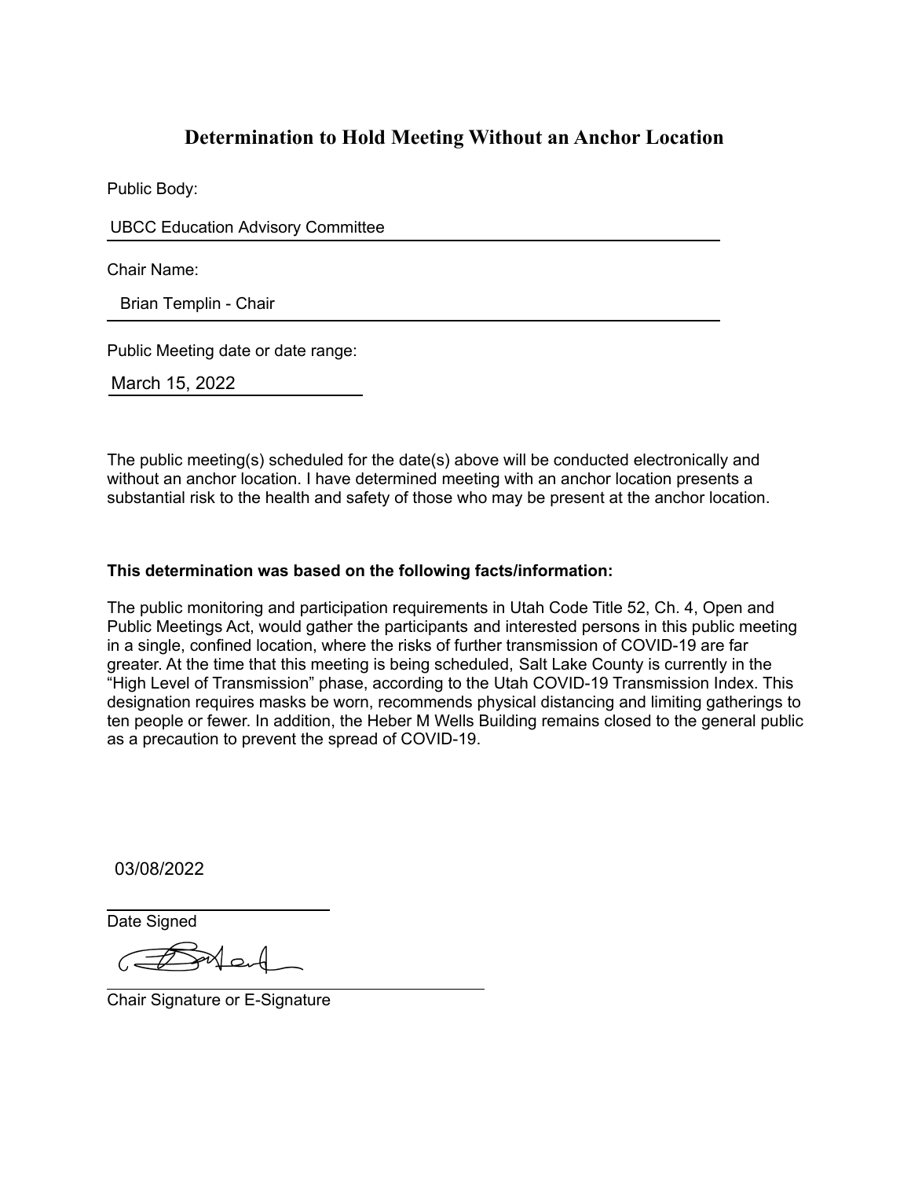# Determination to Hold Meeting Without an Anchor Location

Public Body:

UBCC Education Advisory Committee

Chair Name:

Brian Templin - Chair

Public Meeting date or date range:

March 15, 2022

The public meeting(s) scheduled for the date(s) above will be conducted electronically and without an anchor location. I have determined meeting with an anchor location presents a substantial risk to the health and safety of those who may be present at the anchor location.

**This determination was based on the following facts/information:**

The public monitoring and participation requirements in Utah Code Title 52, Ch. 4, Open and Public Meetings Act, would gather the participants and interested persons in this public meeting in a single, confined location, where the risks of further transmission of COVID-19 are far greater. At the time that this meeting is being scheduled, Salt Lake County is currently in the "High Level of Transmission" phase, according to the Utah COVID-19 Transmission Index. This designation requires masks be worn, recommends physical distancing and limiting gatherings to ten people or fewer. In addition, the Heber M Wells Building remains closed to the general public as a precaution to prevent the spread of COVID-19.

03/08/2022

Date Signed

Chair Signature or E-Signature